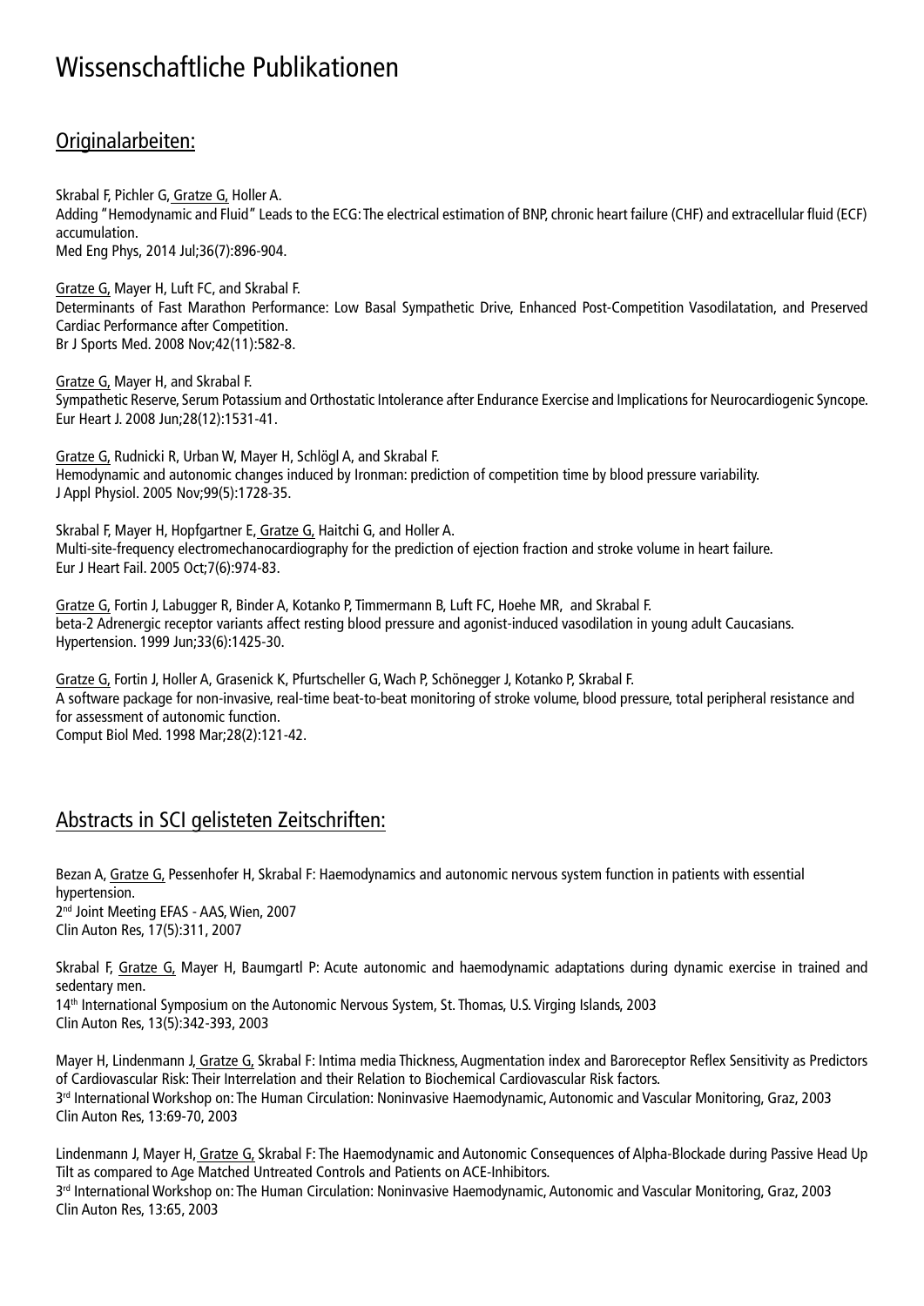# Wissenschaftliche Publikationen

## Originalarbeiten:

Skrabal F, Pichler G, Gratze G, Holler A.
Adding "Hemodynamic and Fluid" Leads to the ECG: The electrical estimation of BNP, chronic heart failure (CHF) and extracellular fluid (ECF) accumulation.
Med Eng Phys, 2014 Jul;36(7):896-904.

Gratze G, Mayer H, Luft FC, and Skrabal F.
Determinants of Fast Marathon Performance: Low Basal Sympathetic Drive, Enhanced Post-Competition Vasodilatation, and Preserved Cardiac Performance after Competition.
Br J Sports Med. 2008 Nov;42(11):582-8.

Gratze G, Mayer H, and Skrabal F.
Sympathetic Reserve, Serum Potassium and Orthostatic Intolerance after Endurance Exercise and Implications for Neurocardiogenic Syncope.
Eur Heart J. 2008 Jun;28(12):1531-41.

Gratze G, Rudnicki R, Urban W, Mayer H, Schlögl A, and Skrabal F.
Hemodynamic and autonomic changes induced by Ironman: prediction of competition time by blood pressure variability.
J Appl Physiol. 2005 Nov;99(5):1728-35.

Skrabal F, Mayer H, Hopfgartner E, Gratze G, Haitchi G, and Holler A.
Multi-site-frequency electromechanocardiography for the prediction of ejection fraction and stroke volume in heart failure.
Eur J Heart Fail. 2005 Oct;7(6):974-83.

Gratze G, Fortin J, Labugger R, Binder A, Kotanko P, Timmermann B, Luft FC, Hoehe MR, and Skrabal F.
beta-2 Adrenergic receptor variants affect resting blood pressure and agonist-induced vasodilation in young adult Caucasians.
Hypertension. 1999 Jun;33(6):1425-30.

Gratze G, Fortin J, Holler A, Grasenick K, Pfurtscheller G, Wach P, Schönegger J, Kotanko P, Skrabal F.
A software package for non-invasive, real-time beat-to-beat monitoring of stroke volume, blood pressure, total peripheral resistance and for assessment of autonomic function.
Comput Biol Med. 1998 Mar;28(2):121-42.

## Abstracts in SCI gelisteten Zeitschriften:

Bezan A, Gratze G, Pessenhofer H, Skrabal F: Haemodynamics and autonomic nervous system function in patients with essential hypertension.
2nd Joint Meeting EFAS - AAS, Wien, 2007
Clin Auton Res, 17(5):311, 2007

Skrabal F, Gratze G, Mayer H, Baumgartl P: Acute autonomic and haemodynamic adaptations during dynamic exercise in trained and sedentary men.
14th International Symposium on the Autonomic Nervous System, St. Thomas, U.S. Virging Islands, 2003
Clin Auton Res, 13(5):342-393, 2003

Mayer H, Lindenmann J, Gratze G, Skrabal F: Intima media Thickness, Augmentation index and Baroreceptor Reflex Sensitivity as Predictors of Cardiovascular Risk: Their Interrelation and their Relation to Biochemical Cardiovascular Risk factors.
3rd International Workshop on: The Human Circulation: Noninvasive Haemodynamic, Autonomic and Vascular Monitoring, Graz, 2003
Clin Auton Res, 13:69-70, 2003

Lindenmann J, Mayer H, Gratze G, Skrabal F: The Haemodynamic and Autonomic Consequences of Alpha-Blockade during Passive Head Up Tilt as compared to Age Matched Untreated Controls and Patients on ACE-Inhibitors.
3rd International Workshop on: The Human Circulation: Noninvasive Haemodynamic, Autonomic and Vascular Monitoring, Graz, 2003
Clin Auton Res, 13:65, 2003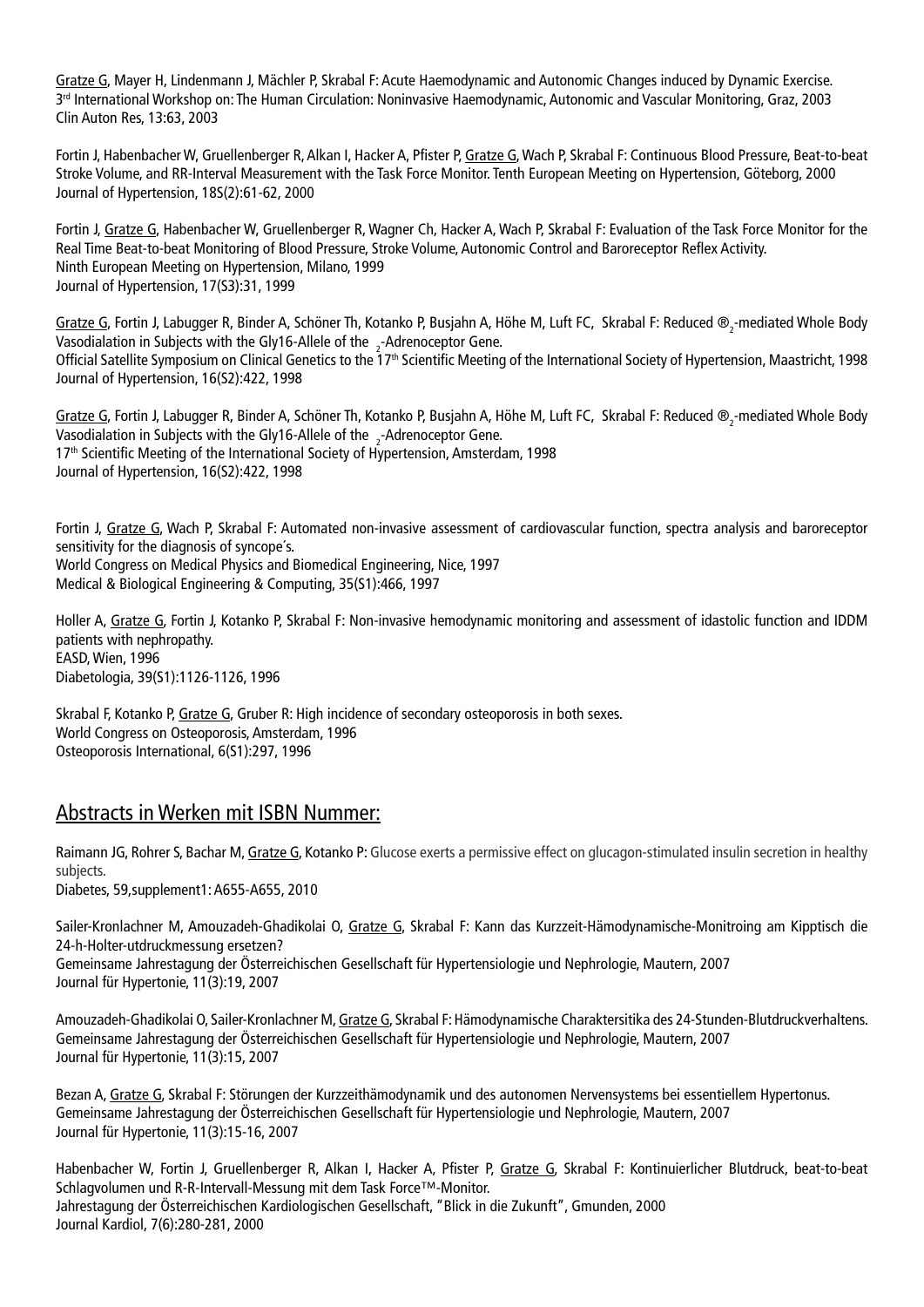Gratze G, Mayer H, Lindenmann J, Mächler P, Skrabal F: Acute Haemodynamic and Autonomic Changes induced by Dynamic Exercise.
3rd International Workshop on: The Human Circulation: Noninvasive Haemodynamic, Autonomic and Vascular Monitoring, Graz, 2003
Clin Auton Res, 13:63, 2003

Fortin J, Habenbacher W, Gruellenberger R, Alkan I, Hacker A, Pfister P, Gratze G, Wach P, Skrabal F: Continuous Blood Pressure, Beat-to-beat Stroke Volume, and RR-Interval Measurement with the Task Force Monitor. Tenth European Meeting on Hypertension, Göteborg, 2000
Journal of Hypertension, 18S(2):61-62, 2000

Fortin J, Gratze G, Habenbacher W, Gruellenberger R, Wagner Ch, Hacker A, Wach P, Skrabal F: Evaluation of the Task Force Monitor for the Real Time Beat-to-beat Monitoring of Blood Pressure, Stroke Volume, Autonomic Control and Baroreceptor Reflex Activity.
Ninth European Meeting on Hypertension, Milano, 1999
Journal of Hypertension, 17(S3):31, 1999

Gratze G, Fortin J, Labugger R, Binder A, Schöner Th, Kotanko P, Busjahn A, Höhe M, Luft FC, Skrabal F: Reduced ®$_2$-mediated Whole Body Vasodialation in Subjects with the Gly16-Allele of the $_2$-Adrenoceptor Gene.
Official Satellite Symposium on Clinical Genetics to the 17th Scientific Meeting of the International Society of Hypertension, Maastricht, 1998
Journal of Hypertension, 16(S2):422, 1998

Gratze G, Fortin J, Labugger R, Binder A, Schöner Th, Kotanko P, Busjahn A, Höhe M, Luft FC, Skrabal F: Reduced ®$_2$-mediated Whole Body Vasodialation in Subjects with the Gly16-Allele of the $_2$-Adrenoceptor Gene.
17th Scientific Meeting of the International Society of Hypertension, Amsterdam, 1998
Journal of Hypertension, 16(S2):422, 1998

Fortin J, Gratze G, Wach P, Skrabal F: Automated non-invasive assessment of cardiovascular function, spectra analysis and baroreceptor sensitivity for the diagnosis of syncope´s.
World Congress on Medical Physics and Biomedical Engineering, Nice, 1997
Medical & Biological Engineering & Computing, 35(S1):466, 1997

Holler A, Gratze G, Fortin J, Kotanko P, Skrabal F: Non-invasive hemodynamic monitoring and assessment of idastolic function and IDDM patients with nephropathy.
EASD, Wien, 1996
Diabetologia, 39(S1):1126-1126, 1996

Skrabal F, Kotanko P, Gratze G, Gruber R: High incidence of secondary osteoporosis in both sexes.
World Congress on Osteoporosis, Amsterdam, 1996
Osteoporosis International, 6(S1):297, 1996

## Abstracts in Werken mit ISBN Nummer:

Raimann JG, Rohrer S, Bachar M, Gratze G, Kotanko P: Glucose exerts a permissive effect on glucagon-stimulated insulin secretion in healthy subjects.
Diabetes, 59,supplement1: A655-A655, 2010

Sailer-Kronlachner M, Amouzadeh-Ghadikolai O, Gratze G, Skrabal F: Kann das Kurzzeit-Hämodynamische-Monitroing am Kipptisch die 24-h-Holter-utdruckmessung ersetzen?
Gemeinsame Jahrestagung der Österreichischen Gesellschaft für Hypertensiologie und Nephrologie, Mautern, 2007
Journal für Hypertonie, 11(3):19, 2007

Amouzadeh-Ghadikolai O, Sailer-Kronlachner M, Gratze G, Skrabal F: Hämodynamische Charaktersitika des 24-Stunden-Blutdruckverhaltens.
Gemeinsame Jahrestagung der Österreichischen Gesellschaft für Hypertensiologie und Nephrologie, Mautern, 2007
Journal für Hypertonie, 11(3):15, 2007

Bezan A, Gratze G, Skrabal F: Störungen der Kurzzeithämodynamik und des autonomen Nervensystems bei essentiellem Hypertonus.
Gemeinsame Jahrestagung der Österreichischen Gesellschaft für Hypertensiologie und Nephrologie, Mautern, 2007
Journal für Hypertonie, 11(3):15-16, 2007

Habenbacher W, Fortin J, Gruellenberger R, Alkan I, Hacker A, Pfister P, Gratze G, Skrabal F: Kontinuierlicher Blutdruck, beat-to-beat Schlagvolumen und R-R-Intervall-Messung mit dem Task Force™-Monitor.
Jahrestagung der Österreichischen Kardiologischen Gesellschaft, "Blick in die Zukunft", Gmunden, 2000
Journal Kardiol, 7(6):280-281, 2000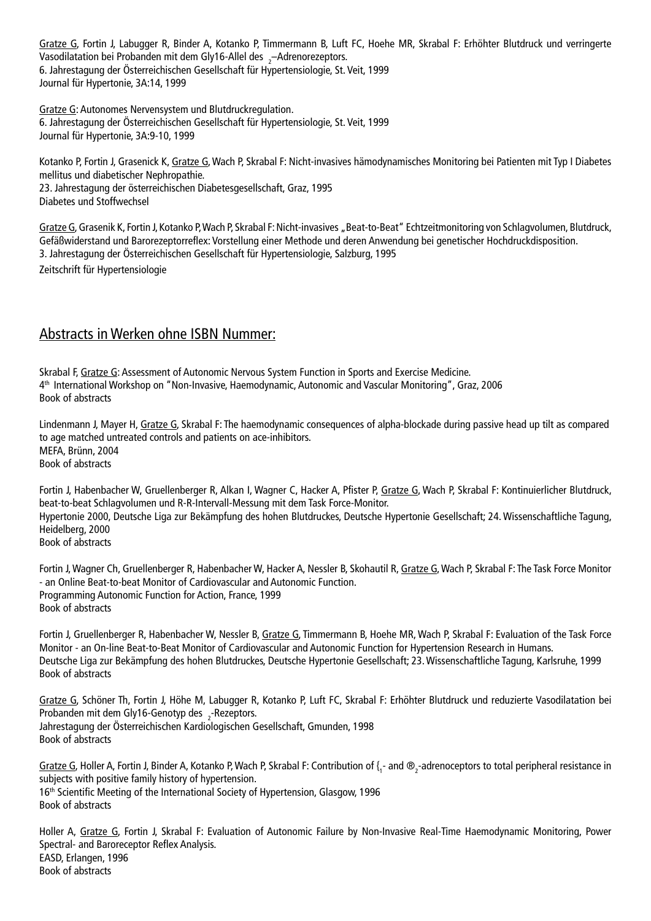Gratze G, Fortin J, Labugger R, Binder A, Kotanko P, Timmermann B, Luft FC, Hoehe MR, Skrabal F: Erhöhter Blutdruck und verringerte Vasodilatation bei Probanden mit dem Gly16-Allel des $_2$–Adrenorezeptors.
6. Jahrestagung der Österreichischen Gesellschaft für Hypertensiologie, St. Veit, 1999
Journal für Hypertonie, 3A:14, 1999

Gratze G: Autonomes Nervensystem und Blutdruckregulation.
6. Jahrestagung der Österreichischen Gesellschaft für Hypertensiologie, St. Veit, 1999
Journal für Hypertonie, 3A:9-10, 1999

Kotanko P, Fortin J, Grasenick K, Gratze G, Wach P, Skrabal F: Nicht-invasives hämodynamisches Monitoring bei Patienten mit Typ I Diabetes mellitus und diabetischer Nephropathie.
23. Jahrestagung der österreichischen Diabetesgesellschaft, Graz, 1995
Diabetes und Stoffwechsel

Gratze G, Grasenik K, Fortin J, Kotanko P, Wach P, Skrabal F: Nicht-invasives „Beat-to-Beat" Echtzeitmonitoring von Schlagvolumen, Blutdruck, Gefäßwiderstand und Barorezeptorreflex: Vorstellung einer Methode und deren Anwendung bei genetischer Hochdruckdisposition.
3. Jahrestagung der Österreichischen Gesellschaft für Hypertensiologie, Salzburg, 1995
Zeitschrift für Hypertensiologie

## Abstracts in Werken ohne ISBN Nummer:

Skrabal F, Gratze G: Assessment of Autonomic Nervous System Function in Sports and Exercise Medicine.
4th International Workshop on "Non-Invasive, Haemodynamic, Autonomic and Vascular Monitoring", Graz, 2006
Book of abstracts

Lindenmann J, Mayer H, Gratze G, Skrabal F: The haemodynamic consequences of alpha-blockade during passive head up tilt as compared to age matched untreated controls and patients on ace-inhibitors.
MEFA, Brünn, 2004
Book of abstracts

Fortin J, Habenbacher W, Gruellenberger R, Alkan I, Wagner C, Hacker A, Pfister P, Gratze G, Wach P, Skrabal F: Kontinuierlicher Blutdruck, beat-to-beat Schlagvolumen und R-R-Intervall-Messung mit dem Task Force-Monitor.
Hypertonie 2000, Deutsche Liga zur Bekämpfung des hohen Blutdruckes, Deutsche Hypertonie Gesellschaft; 24. Wissenschaftliche Tagung, Heidelberg, 2000
Book of abstracts

Fortin J, Wagner Ch, Gruellenberger R, Habenbacher W, Hacker A, Nessler B, Skohautil R, Gratze G, Wach P, Skrabal F: The Task Force Monitor - an Online Beat-to-beat Monitor of Cardiovascular and Autonomic Function.
Programming Autonomic Function for Action, France, 1999
Book of abstracts

Fortin J, Gruellenberger R, Habenbacher W, Nessler B, Gratze G, Timmermann B, Hoehe MR, Wach P, Skrabal F: Evaluation of the Task Force Monitor - an On-line Beat-to-Beat Monitor of Cardiovascular and Autonomic Function for Hypertension Research in Humans.
Deutsche Liga zur Bekämpfung des hohen Blutdruckes, Deutsche Hypertonie Gesellschaft; 23. Wissenschaftliche Tagung, Karlsruhe, 1999
Book of abstracts

Gratze G, Schöner Th, Fortin J, Höhe M, Labugger R, Kotanko P, Luft FC, Skrabal F: Erhöhter Blutdruck und reduzierte Vasodilatation bei Probanden mit dem Gly16-Genotyp des $_2$-Rezeptors.
Jahrestagung der Österreichischen Kardiologischen Gesellschaft, Gmunden, 1998
Book of abstracts

Gratze G, Holler A, Fortin J, Binder A, Kotanko P, Wach P, Skrabal F: Contribution of {$_1$- and ®$_2$-adrenoceptors to total peripheral resistance in subjects with positive family history of hypertension.
16th Scientific Meeting of the International Society of Hypertension, Glasgow, 1996
Book of abstracts

Holler A, Gratze G, Fortin J, Skrabal F: Evaluation of Autonomic Failure by Non-Invasive Real-Time Haemodynamic Monitoring, Power Spectral- and Baroreceptor Reflex Analysis.
EASD, Erlangen, 1996
Book of abstracts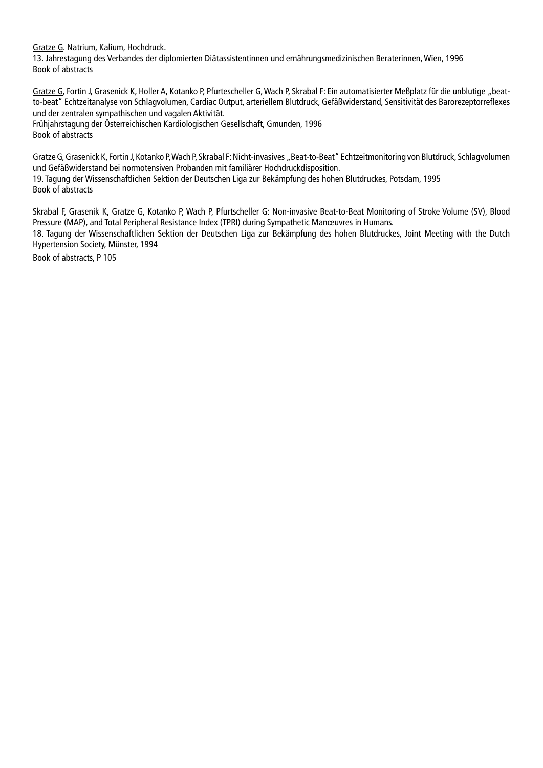<u>Gratze G</u>. Natrium, Kalium, Hochdruck.
13. Jahrestagung des Verbandes der diplomierten Diätassistentinnen und ernährungsmedizinischen Beraterinnen, Wien, 1996
Book of abstracts

<u>Gratze G</u>, Fortin J, Grasenick K, Holler A, Kotanko P, Pfurtescheller G, Wach P, Skrabal F: Ein automatisierter Meßplatz für die unblutige „beat-to-beat" Echtzeitanalyse von Schlagvolumen, Cardiac Output, arteriellem Blutdruck, Gefäßwiderstand, Sensitivität des Barorezeptorreflexes und der zentralen sympathischen und vagalen Aktivität.
Frühjahrstagung der Österreichischen Kardiologischen Gesellschaft, Gmunden, 1996
Book of abstracts

<u>Gratze G</u>, Grasenick K, Fortin J, Kotanko P, Wach P, Skrabal F: Nicht-invasives „Beat-to-Beat" Echtzeitmonitoring von Blutdruck, Schlagvolumen und Gefäßwiderstand bei normotensiven Probanden mit familiärer Hochdruckdisposition.
19. Tagung der Wissenschaftlichen Sektion der Deutschen Liga zur Bekämpfung des hohen Blutdruckes, Potsdam, 1995
Book of abstracts

Skrabal F, Grasenik K, <u>Gratze G</u>, Kotanko P, Wach P, Pfurtscheller G: Non-invasive Beat-to-Beat Monitoring of Stroke Volume (SV), Blood Pressure (MAP), and Total Peripheral Resistance Index (TPRI) during Sympathetic Manœuvres in Humans.
18. Tagung der Wissenschaftlichen Sektion der Deutschen Liga zur Bekämpfung des hohen Blutdruckes, Joint Meeting with the Dutch Hypertension Society, Münster, 1994
Book of abstracts, P 105